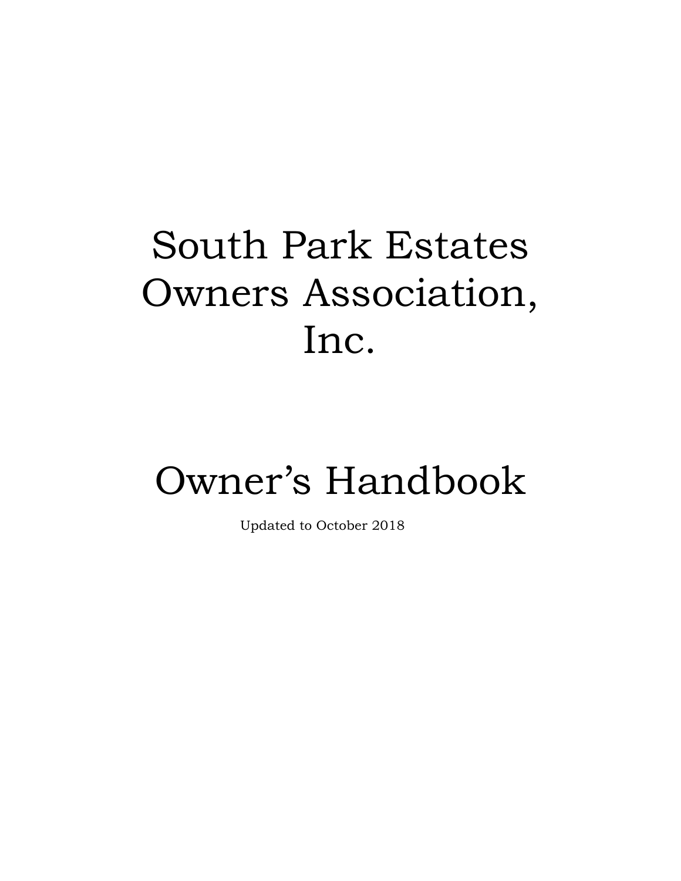# South Park Estates Owners Association, Inc.

# Owner's Handbook

Updated to October 2018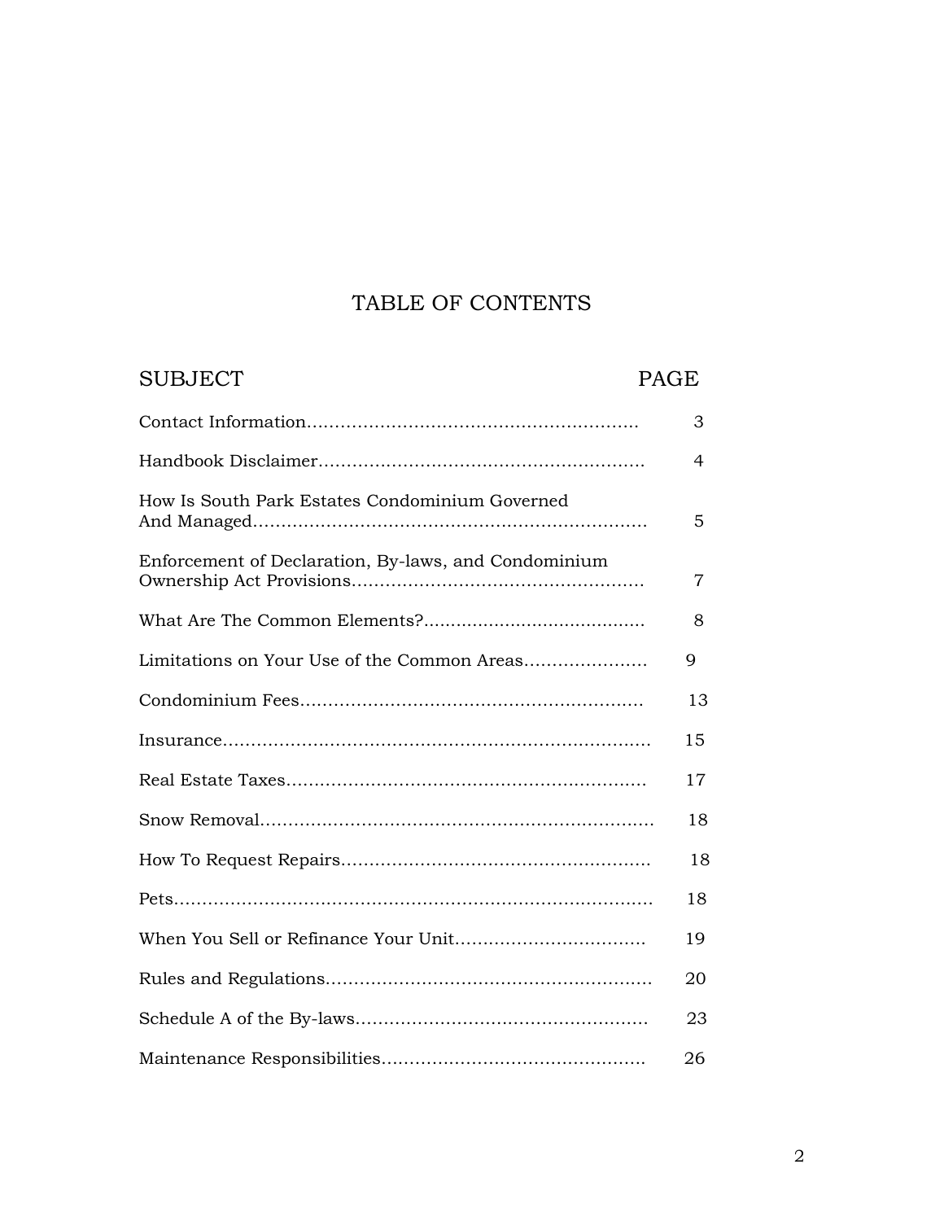# TABLE OF CONTENTS

| SUBJECT | PAGE |
|---|---|
| Contact Information | 3 |
| Handbook Disclaimer | 4 |
| How Is South Park Estates Condominium Governed And Managed | 5 |
| Enforcement of Declaration, By-laws, and Condominium Ownership Act Provisions | 7 |
| What Are The Common Elements? | 8 |
| Limitations on Your Use of the Common Areas | 9 |
| Condominium Fees | 13 |
| Insurance | 15 |
| Real Estate Taxes | 17 |
| Snow Removal | 18 |
| How To Request Repairs | 18 |
| Pets | 18 |
| When You Sell or Refinance Your Unit | 19 |
| Rules and Regulations | 20 |
| Schedule A of the By-laws | 23 |
| Maintenance Responsibilities | 26 |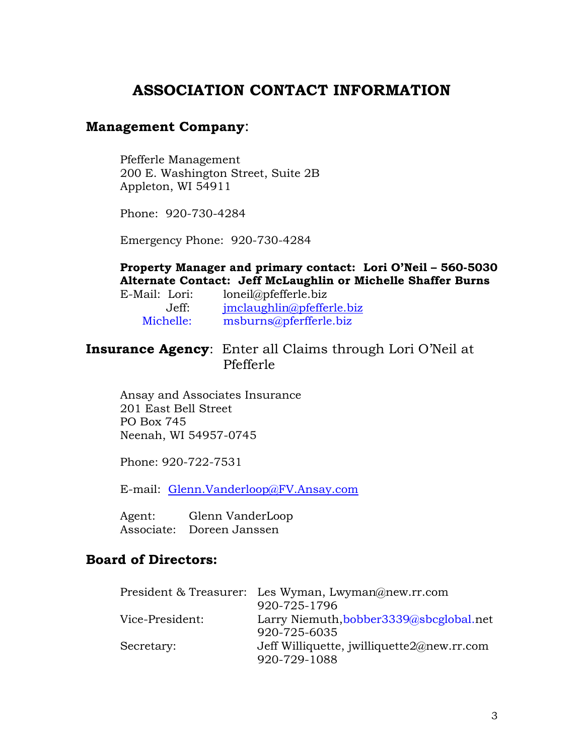# ASSOCIATION CONTACT INFORMATION

## Management Company:

Pfefferle Management
200 E. Washington Street, Suite 2B
Appleton, WI 54911

Phone: 920-730-4284

Emergency Phone: 920-730-4284

**Property Manager and primary contact: Lori O'Neil – 560-5030**
**Alternate Contact: Jeff McLaughlin or Michelle Shaffer Burns**

E-Mail: Lori: loneil@pfefferle.biz
Jeff: jmclaughlin@pfefferle.biz
Michelle: msburns@pferfferle.biz

## Insurance Agency: Enter all Claims through Lori O'Neil at Pfefferle

Ansay and Associates Insurance
201 East Bell Street
PO Box 745
Neenah, WI 54957-0745

Phone: 920-722-7531

E-mail: Glenn.Vanderloop@FV.Ansay.com

Agent: Glenn VanderLoop
Associate: Doreen Janssen

## Board of Directors:

| | |
|---|---|
| President & Treasurer: | Les Wyman, Lwyman@new.rr.com 920-725-1796 |
| Vice-President: | Larry Niemuth, bobber3339@sbcglobal.net 920-725-6035 |
| Secretary: | Jeff Williquette, jwilliquette2@new.rr.com 920-729-1088 |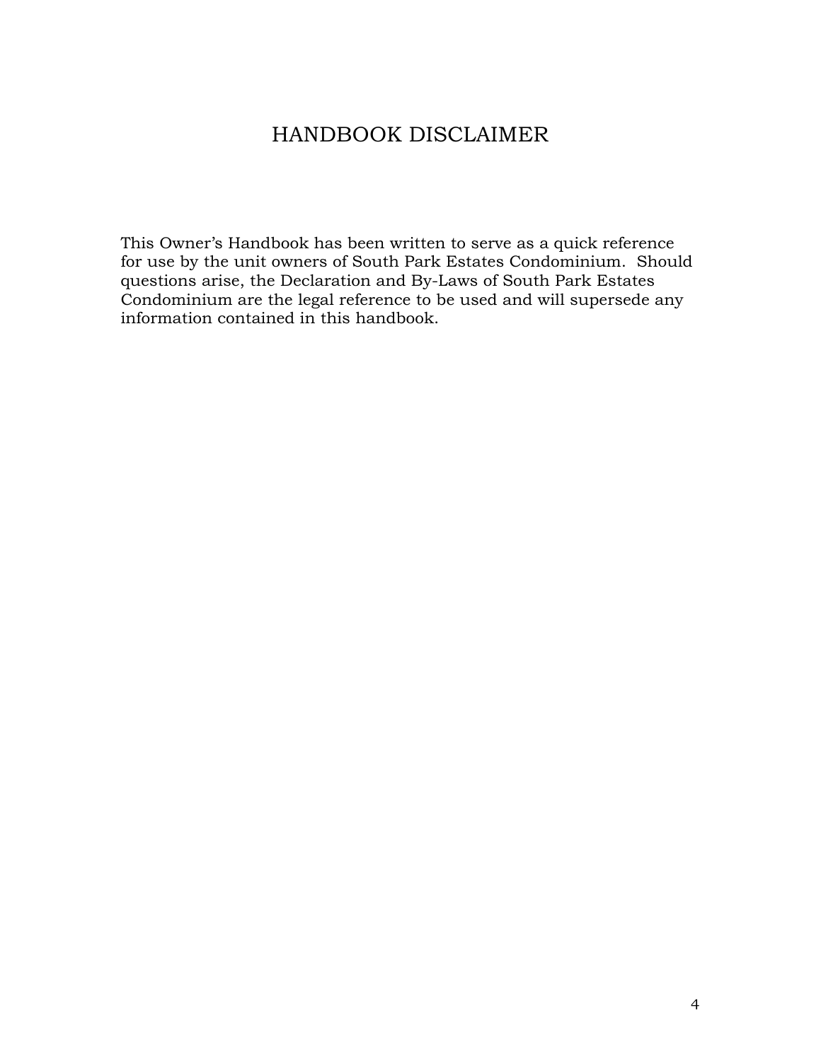# HANDBOOK DISCLAIMER

This Owner's Handbook has been written to serve as a quick reference for use by the unit owners of South Park Estates Condominium. Should questions arise, the Declaration and By-Laws of South Park Estates Condominium are the legal reference to be used and will supersede any information contained in this handbook.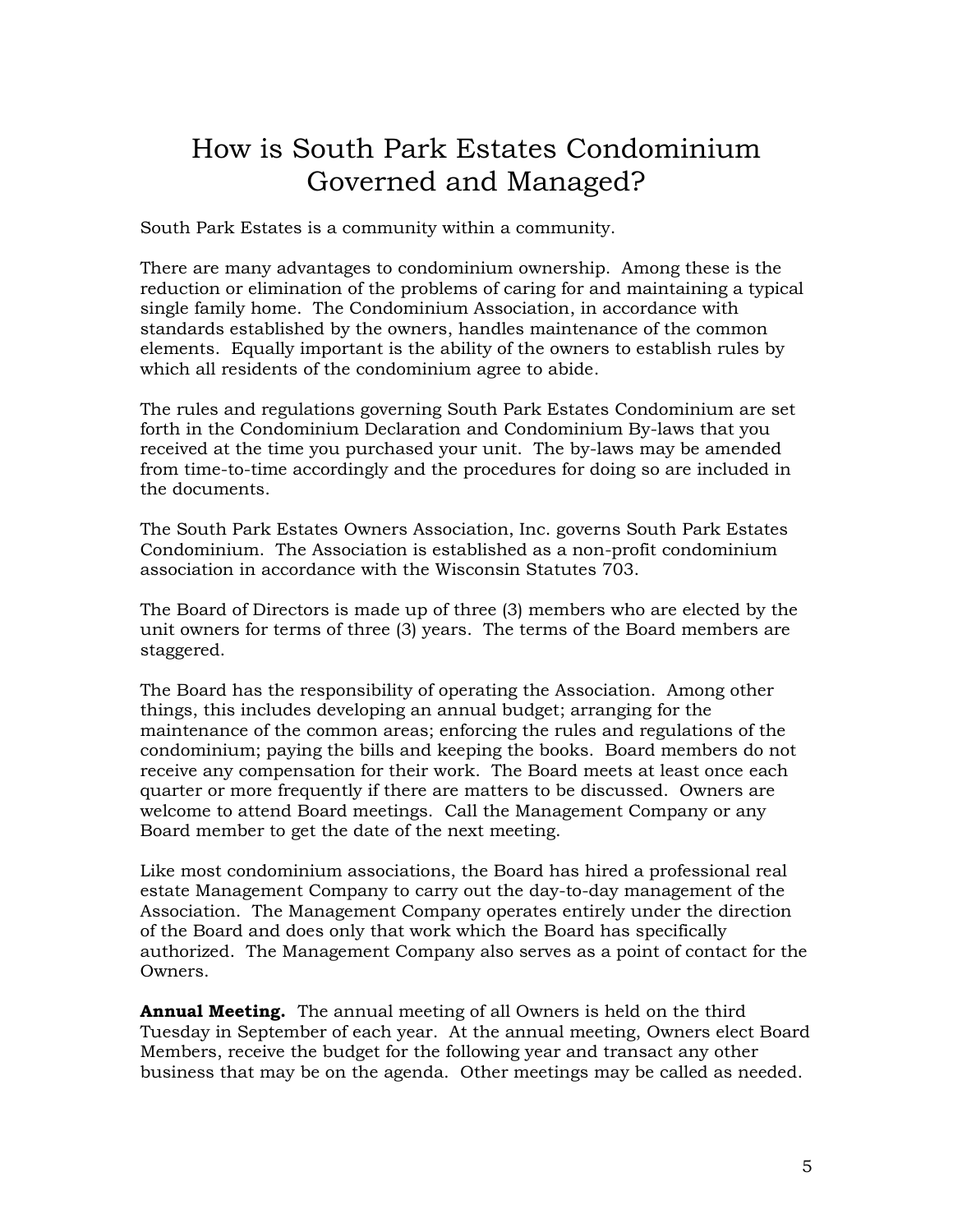# How is South Park Estates Condominium Governed and Managed?

South Park Estates is a community within a community.

There are many advantages to condominium ownership. Among these is the reduction or elimination of the problems of caring for and maintaining a typical single family home. The Condominium Association, in accordance with standards established by the owners, handles maintenance of the common elements. Equally important is the ability of the owners to establish rules by which all residents of the condominium agree to abide.

The rules and regulations governing South Park Estates Condominium are set forth in the Condominium Declaration and Condominium By-laws that you received at the time you purchased your unit. The by-laws may be amended from time-to-time accordingly and the procedures for doing so are included in the documents.

The South Park Estates Owners Association, Inc. governs South Park Estates Condominium. The Association is established as a non-profit condominium association in accordance with the Wisconsin Statutes 703.

The Board of Directors is made up of three (3) members who are elected by the unit owners for terms of three (3) years. The terms of the Board members are staggered.

The Board has the responsibility of operating the Association. Among other things, this includes developing an annual budget; arranging for the maintenance of the common areas; enforcing the rules and regulations of the condominium; paying the bills and keeping the books. Board members do not receive any compensation for their work. The Board meets at least once each quarter or more frequently if there are matters to be discussed. Owners are welcome to attend Board meetings. Call the Management Company or any Board member to get the date of the next meeting.

Like most condominium associations, the Board has hired a professional real estate Management Company to carry out the day-to-day management of the Association. The Management Company operates entirely under the direction of the Board and does only that work which the Board has specifically authorized. The Management Company also serves as a point of contact for the Owners.

**Annual Meeting.** The annual meeting of all Owners is held on the third Tuesday in September of each year. At the annual meeting, Owners elect Board Members, receive the budget for the following year and transact any other business that may be on the agenda. Other meetings may be called as needed.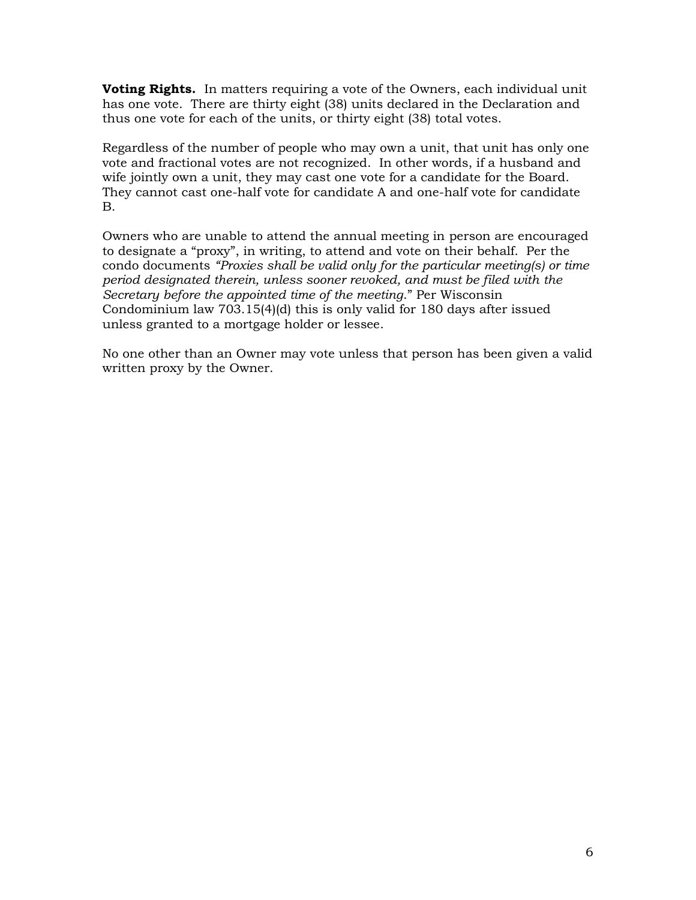**Voting Rights.** In matters requiring a vote of the Owners, each individual unit has one vote. There are thirty eight (38) units declared in the Declaration and thus one vote for each of the units, or thirty eight (38) total votes.

Regardless of the number of people who may own a unit, that unit has only one vote and fractional votes are not recognized. In other words, if a husband and wife jointly own a unit, they may cast one vote for a candidate for the Board. They cannot cast one-half vote for candidate A and one-half vote for candidate B.

Owners who are unable to attend the annual meeting in person are encouraged to designate a "proxy", in writing, to attend and vote on their behalf. Per the condo documents *"Proxies shall be valid only for the particular meeting(s) or time period designated therein, unless sooner revoked, and must be filed with the Secretary before the appointed time of the meeting*." Per Wisconsin Condominium law 703.15(4)(d) this is only valid for 180 days after issued unless granted to a mortgage holder or lessee.

No one other than an Owner may vote unless that person has been given a valid written proxy by the Owner.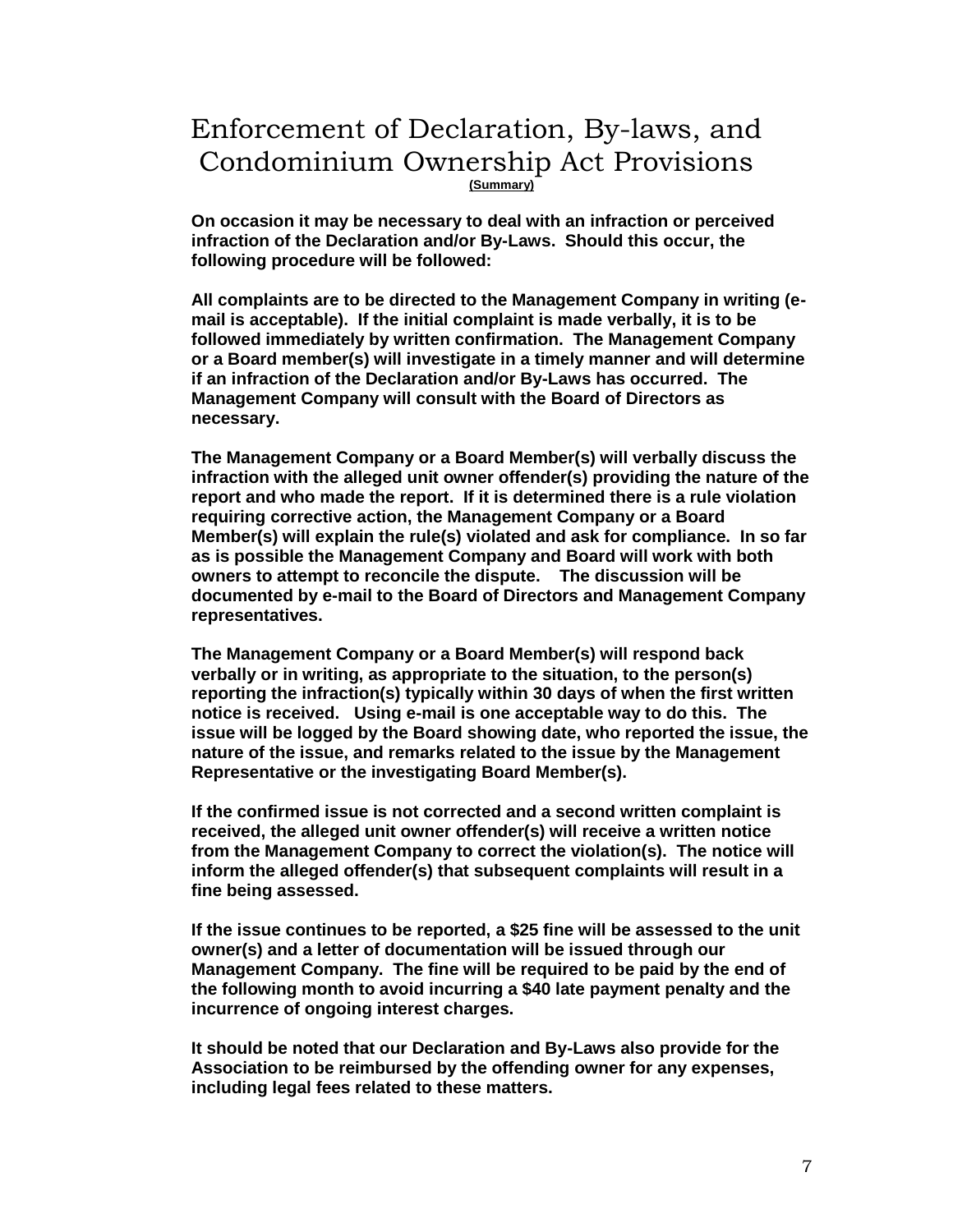# Enforcement of Declaration, By-laws, and Condominium Ownership Act Provisions

**(Summary)**

**On occasion it may be necessary to deal with an infraction or perceived infraction of the Declaration and/or By-Laws. Should this occur, the following procedure will be followed:**

**All complaints are to be directed to the Management Company in writing (e-mail is acceptable). If the initial complaint is made verbally, it is to be followed immediately by written confirmation. The Management Company or a Board member(s) will investigate in a timely manner and will determine if an infraction of the Declaration and/or By-Laws has occurred. The Management Company will consult with the Board of Directors as necessary.**

**The Management Company or a Board Member(s) will verbally discuss the infraction with the alleged unit owner offender(s) providing the nature of the report and who made the report. If it is determined there is a rule violation requiring corrective action, the Management Company or a Board Member(s) will explain the rule(s) violated and ask for compliance. In so far as is possible the Management Company and Board will work with both owners to attempt to reconcile the dispute. The discussion will be documented by e-mail to the Board of Directors and Management Company representatives.**

**The Management Company or a Board Member(s) will respond back verbally or in writing, as appropriate to the situation, to the person(s) reporting the infraction(s) typically within 30 days of when the first written notice is received. Using e-mail is one acceptable way to do this. The issue will be logged by the Board showing date, who reported the issue, the nature of the issue, and remarks related to the issue by the Management Representative or the investigating Board Member(s).**

**If the confirmed issue is not corrected and a second written complaint is received, the alleged unit owner offender(s) will receive a written notice from the Management Company to correct the violation(s). The notice will inform the alleged offender(s) that subsequent complaints will result in a fine being assessed.**

**If the issue continues to be reported, a $25 fine will be assessed to the unit owner(s) and a letter of documentation will be issued through our Management Company. The fine will be required to be paid by the end of the following month to avoid incurring a $40 late payment penalty and the incurrence of ongoing interest charges.**

**It should be noted that our Declaration and By-Laws also provide for the Association to be reimbursed by the offending owner for any expenses, including legal fees related to these matters.**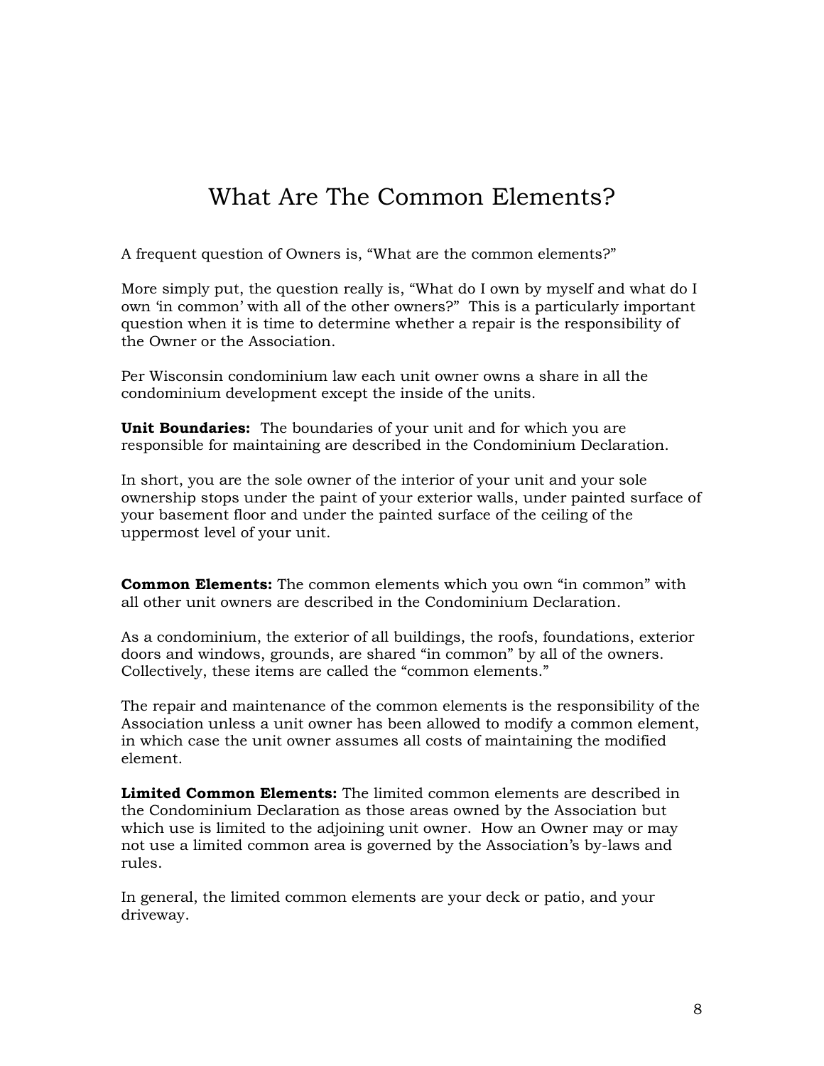# What Are The Common Elements?

A frequent question of Owners is, "What are the common elements?"

More simply put, the question really is, "What do I own by myself and what do I own 'in common' with all of the other owners?" This is a particularly important question when it is time to determine whether a repair is the responsibility of the Owner or the Association.

Per Wisconsin condominium law each unit owner owns a share in all the condominium development except the inside of the units.

**Unit Boundaries:** The boundaries of your unit and for which you are responsible for maintaining are described in the Condominium Declaration.

In short, you are the sole owner of the interior of your unit and your sole ownership stops under the paint of your exterior walls, under painted surface of your basement floor and under the painted surface of the ceiling of the uppermost level of your unit.

**Common Elements:** The common elements which you own "in common" with all other unit owners are described in the Condominium Declaration.

As a condominium, the exterior of all buildings, the roofs, foundations, exterior doors and windows, grounds, are shared "in common" by all of the owners. Collectively, these items are called the "common elements."

The repair and maintenance of the common elements is the responsibility of the Association unless a unit owner has been allowed to modify a common element, in which case the unit owner assumes all costs of maintaining the modified element.

**Limited Common Elements:** The limited common elements are described in the Condominium Declaration as those areas owned by the Association but which use is limited to the adjoining unit owner. How an Owner may or may not use a limited common area is governed by the Association's by-laws and rules.

In general, the limited common elements are your deck or patio, and your driveway.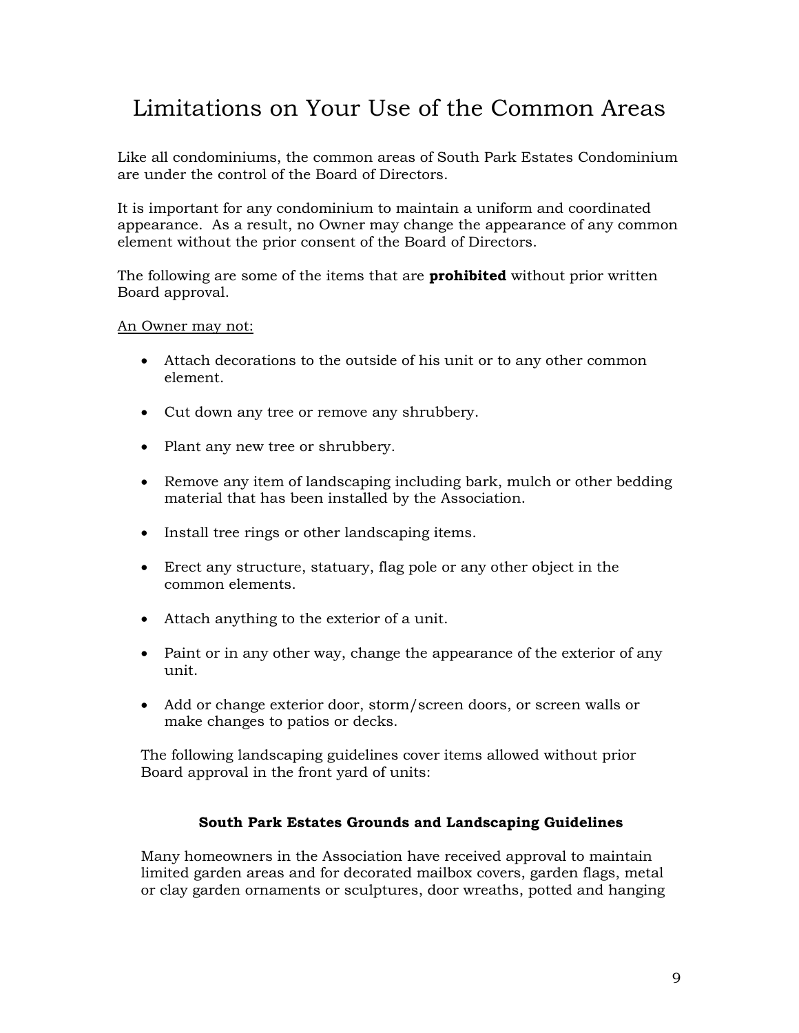# Limitations on Your Use of the Common Areas

Like all condominiums, the common areas of South Park Estates Condominium are under the control of the Board of Directors.

It is important for any condominium to maintain a uniform and coordinated appearance. As a result, no Owner may change the appearance of any common element without the prior consent of the Board of Directors.

The following are some of the items that are **prohibited** without prior written Board approval.

<u>An Owner may not:</u>

- Attach decorations to the outside of his unit or to any other common element.
- Cut down any tree or remove any shrubbery.
- Plant any new tree or shrubbery.
- Remove any item of landscaping including bark, mulch or other bedding material that has been installed by the Association.
- Install tree rings or other landscaping items.
- Erect any structure, statuary, flag pole or any other object in the common elements.
- Attach anything to the exterior of a unit.
- Paint or in any other way, change the appearance of the exterior of any unit.
- Add or change exterior door, storm/screen doors, or screen walls or make changes to patios or decks.

The following landscaping guidelines cover items allowed without prior Board approval in the front yard of units:

**South Park Estates Grounds and Landscaping Guidelines**

Many homeowners in the Association have received approval to maintain limited garden areas and for decorated mailbox covers, garden flags, metal or clay garden ornaments or sculptures, door wreaths, potted and hanging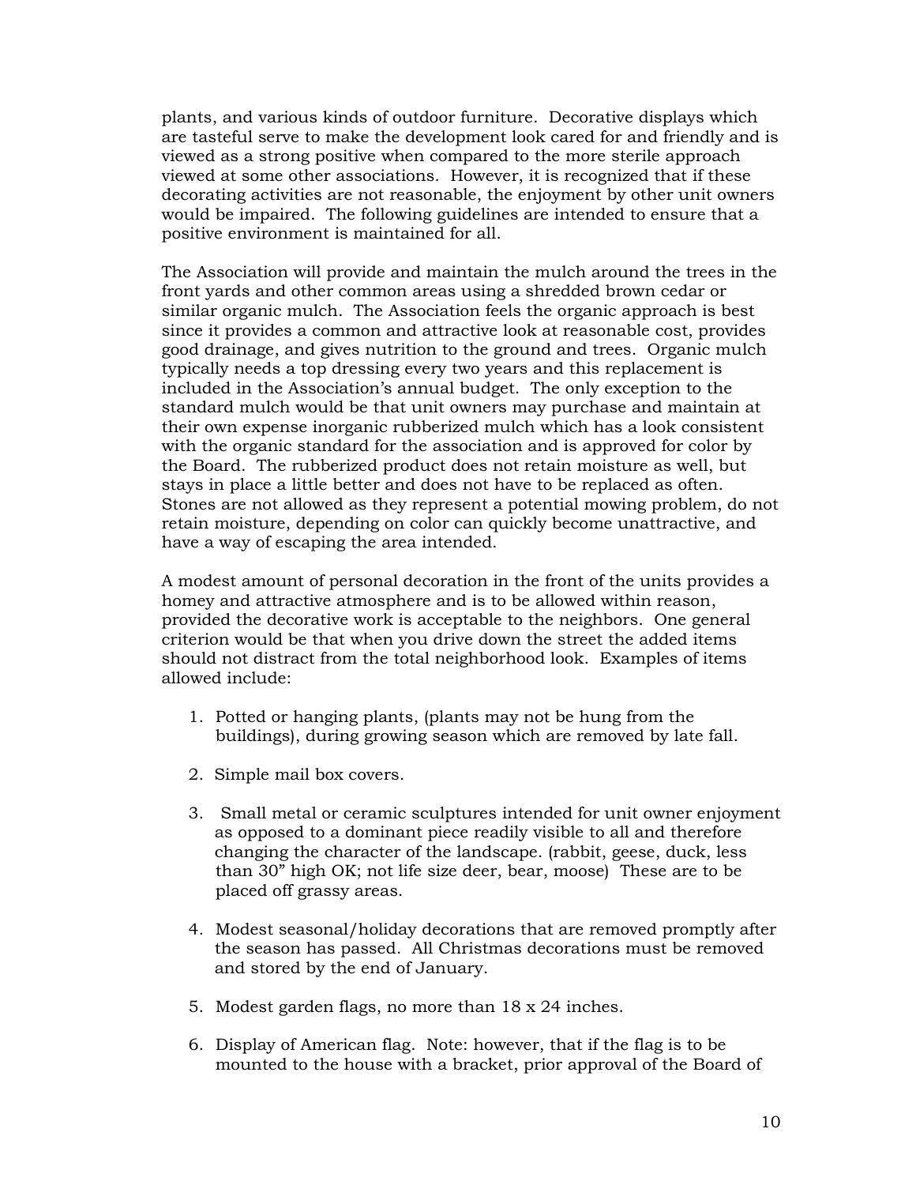plants, and various kinds of outdoor furniture. Decorative displays which are tasteful serve to make the development look cared for and friendly and is viewed as a strong positive when compared to the more sterile approach viewed at some other associations. However, it is recognized that if these decorating activities are not reasonable, the enjoyment by other unit owners would be impaired. The following guidelines are intended to ensure that a positive environment is maintained for all.

The Association will provide and maintain the mulch around the trees in the front yards and other common areas using a shredded brown cedar or similar organic mulch. The Association feels the organic approach is best since it provides a common and attractive look at reasonable cost, provides good drainage, and gives nutrition to the ground and trees. Organic mulch typically needs a top dressing every two years and this replacement is included in the Association's annual budget. The only exception to the standard mulch would be that unit owners may purchase and maintain at their own expense inorganic rubberized mulch which has a look consistent with the organic standard for the association and is approved for color by the Board. The rubberized product does not retain moisture as well, but stays in place a little better and does not have to be replaced as often. Stones are not allowed as they represent a potential mowing problem, do not retain moisture, depending on color can quickly become unattractive, and have a way of escaping the area intended.

A modest amount of personal decoration in the front of the units provides a homey and attractive atmosphere and is to be allowed within reason, provided the decorative work is acceptable to the neighbors. One general criterion would be that when you drive down the street the added items should not distract from the total neighborhood look. Examples of items allowed include:

1. Potted or hanging plants, (plants may not be hung from the buildings), during growing season which are removed by late fall.
2. Simple mail box covers.
3. Small metal or ceramic sculptures intended for unit owner enjoyment as opposed to a dominant piece readily visible to all and therefore changing the character of the landscape. (rabbit, geese, duck, less than 30" high OK; not life size deer, bear, moose) These are to be placed off grassy areas.
4. Modest seasonal/holiday decorations that are removed promptly after the season has passed. All Christmas decorations must be removed and stored by the end of January.
5. Modest garden flags, no more than 18 x 24 inches.
6. Display of American flag. Note: however, that if the flag is to be mounted to the house with a bracket, prior approval of the Board of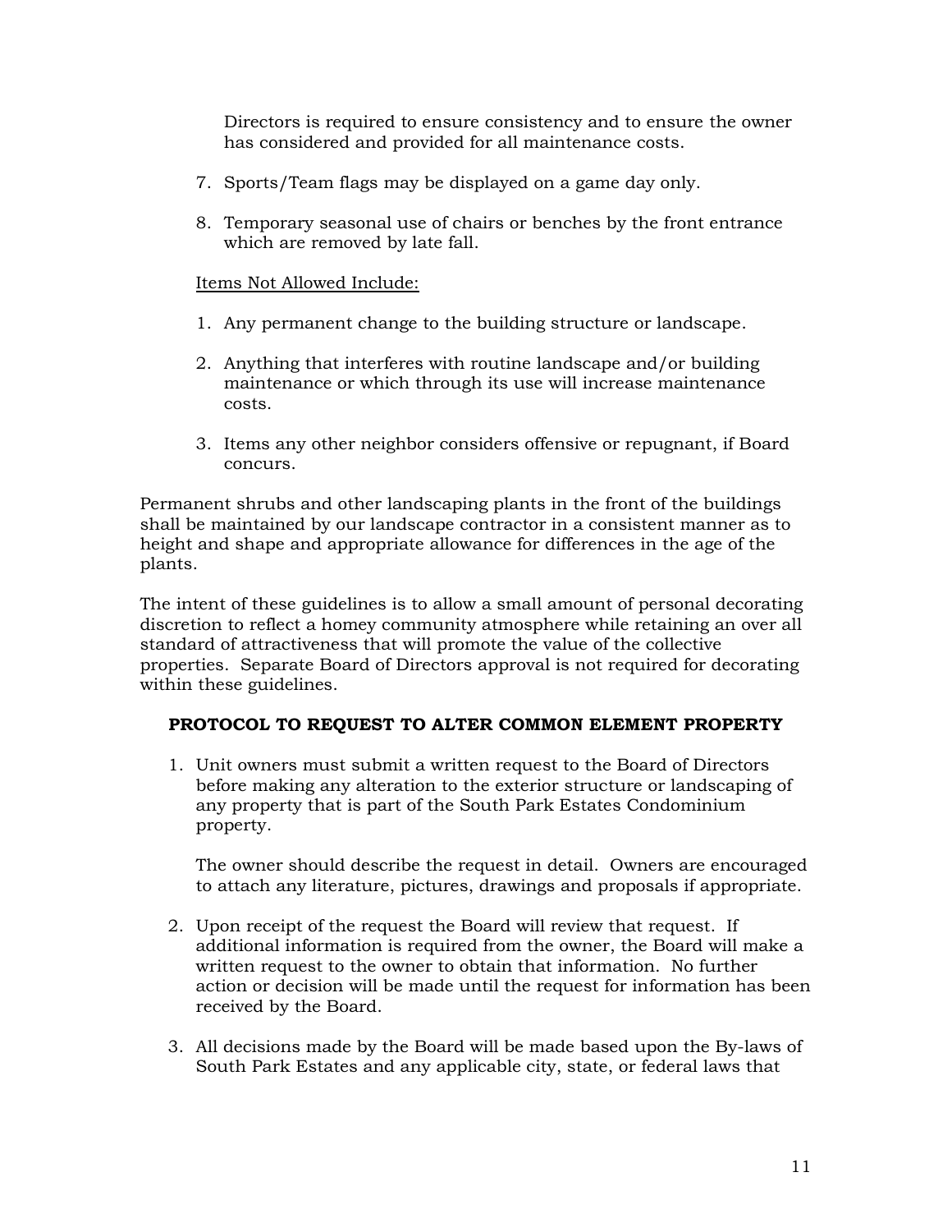Directors is required to ensure consistency and to ensure the owner has considered and provided for all maintenance costs.

7. Sports/Team flags may be displayed on a game day only.

8. Temporary seasonal use of chairs or benches by the front entrance which are removed by late fall.

Items Not Allowed Include:

1. Any permanent change to the building structure or landscape.

2. Anything that interferes with routine landscape and/or building maintenance or which through its use will increase maintenance costs.

3. Items any other neighbor considers offensive or repugnant, if Board concurs.

Permanent shrubs and other landscaping plants in the front of the buildings shall be maintained by our landscape contractor in a consistent manner as to height and shape and appropriate allowance for differences in the age of the plants.

The intent of these guidelines is to allow a small amount of personal decorating discretion to reflect a homey community atmosphere while retaining an over all standard of attractiveness that will promote the value of the collective properties. Separate Board of Directors approval is not required for decorating within these guidelines.

**PROTOCOL TO REQUEST TO ALTER COMMON ELEMENT PROPERTY**

1. Unit owners must submit a written request to the Board of Directors before making any alteration to the exterior structure or landscaping of any property that is part of the South Park Estates Condominium property.

   The owner should describe the request in detail. Owners are encouraged to attach any literature, pictures, drawings and proposals if appropriate.

2. Upon receipt of the request the Board will review that request. If additional information is required from the owner, the Board will make a written request to the owner to obtain that information. No further action or decision will be made until the request for information has been received by the Board.

3. All decisions made by the Board will be made based upon the By-laws of South Park Estates and any applicable city, state, or federal laws that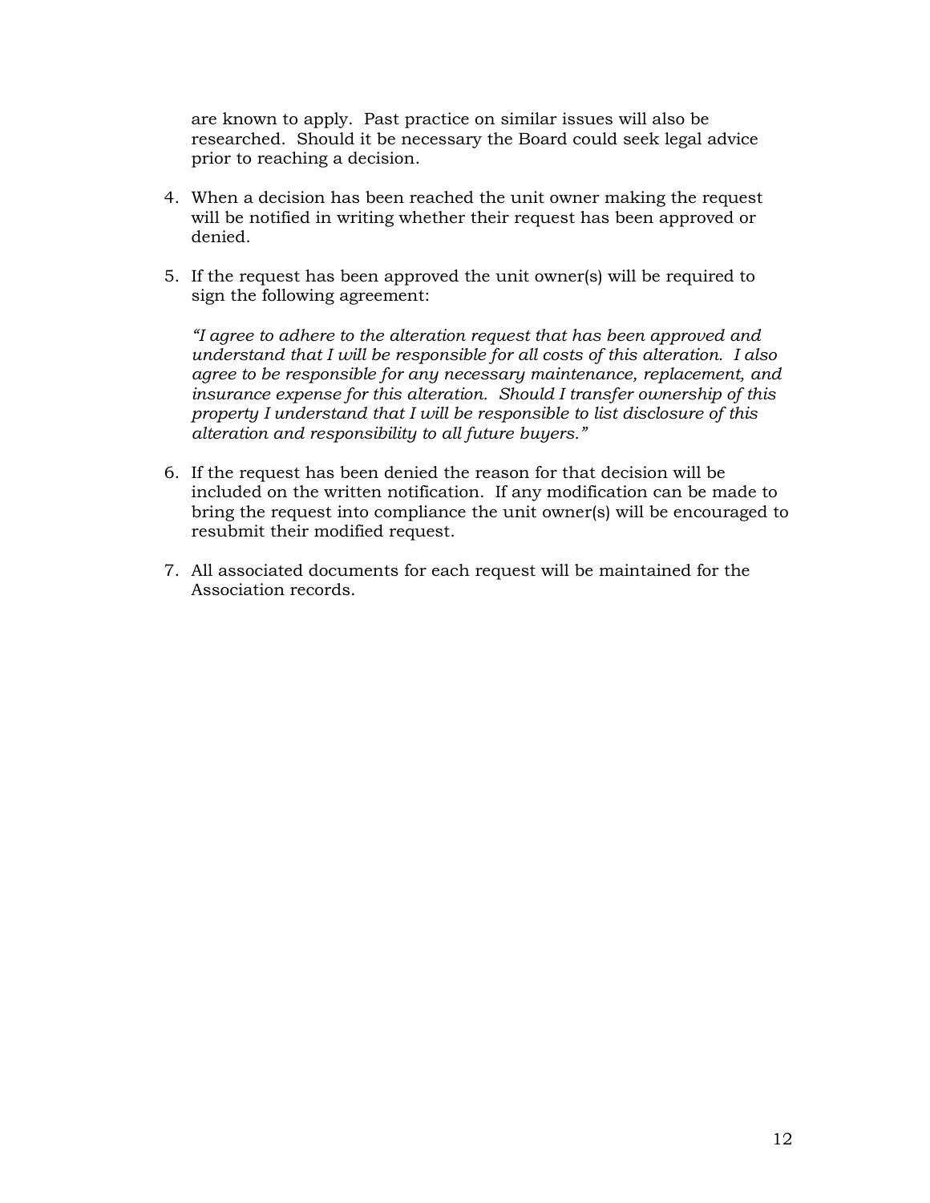are known to apply. Past practice on similar issues will also be researched. Should it be necessary the Board could seek legal advice prior to reaching a decision.

4. When a decision has been reached the unit owner making the request will be notified in writing whether their request has been approved or denied.

5. If the request has been approved the unit owner(s) will be required to sign the following agreement:

   *"I agree to adhere to the alteration request that has been approved and understand that I will be responsible for all costs of this alteration. I also agree to be responsible for any necessary maintenance, replacement, and insurance expense for this alteration. Should I transfer ownership of this property I understand that I will be responsible to list disclosure of this alteration and responsibility to all future buyers."*

6. If the request has been denied the reason for that decision will be included on the written notification. If any modification can be made to bring the request into compliance the unit owner(s) will be encouraged to resubmit their modified request.

7. All associated documents for each request will be maintained for the Association records.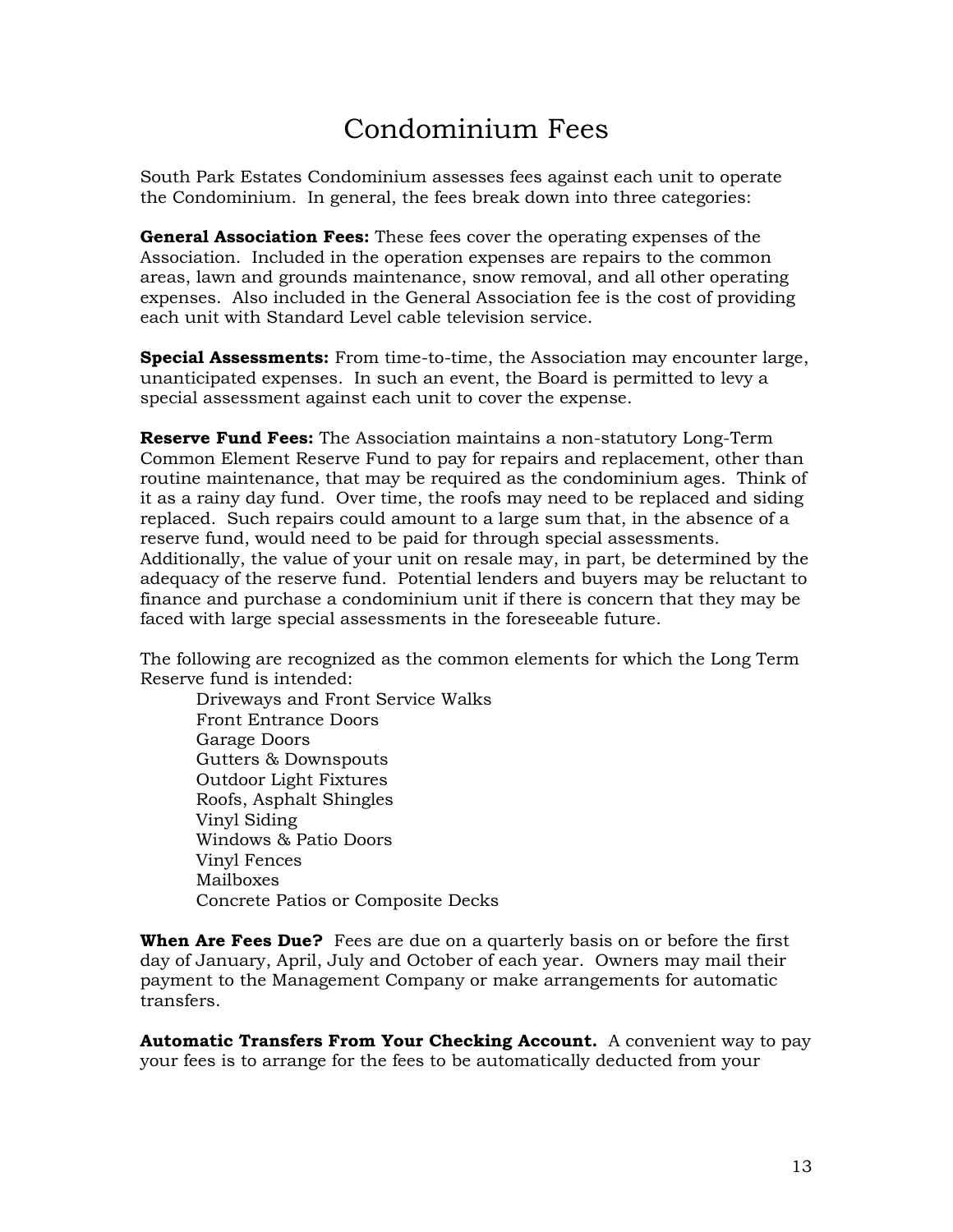# Condominium Fees

South Park Estates Condominium assesses fees against each unit to operate the Condominium. In general, the fees break down into three categories:

**General Association Fees:** These fees cover the operating expenses of the Association. Included in the operation expenses are repairs to the common areas, lawn and grounds maintenance, snow removal, and all other operating expenses. Also included in the General Association fee is the cost of providing each unit with Standard Level cable television service.

**Special Assessments:** From time-to-time, the Association may encounter large, unanticipated expenses. In such an event, the Board is permitted to levy a special assessment against each unit to cover the expense.

**Reserve Fund Fees:** The Association maintains a non-statutory Long-Term Common Element Reserve Fund to pay for repairs and replacement, other than routine maintenance, that may be required as the condominium ages. Think of it as a rainy day fund. Over time, the roofs may need to be replaced and siding replaced. Such repairs could amount to a large sum that, in the absence of a reserve fund, would need to be paid for through special assessments. Additionally, the value of your unit on resale may, in part, be determined by the adequacy of the reserve fund. Potential lenders and buyers may be reluctant to finance and purchase a condominium unit if there is concern that they may be faced with large special assessments in the foreseeable future.

The following are recognized as the common elements for which the Long Term Reserve fund is intended:

- Driveways and Front Service Walks
- Front Entrance Doors
- Garage Doors
- Gutters & Downspouts
- Outdoor Light Fixtures
- Roofs, Asphalt Shingles
- Vinyl Siding
- Windows & Patio Doors
- Vinyl Fences
- Mailboxes
- Concrete Patios or Composite Decks

**When Are Fees Due?** Fees are due on a quarterly basis on or before the first day of January, April, July and October of each year. Owners may mail their payment to the Management Company or make arrangements for automatic transfers.

**Automatic Transfers From Your Checking Account.** A convenient way to pay your fees is to arrange for the fees to be automatically deducted from your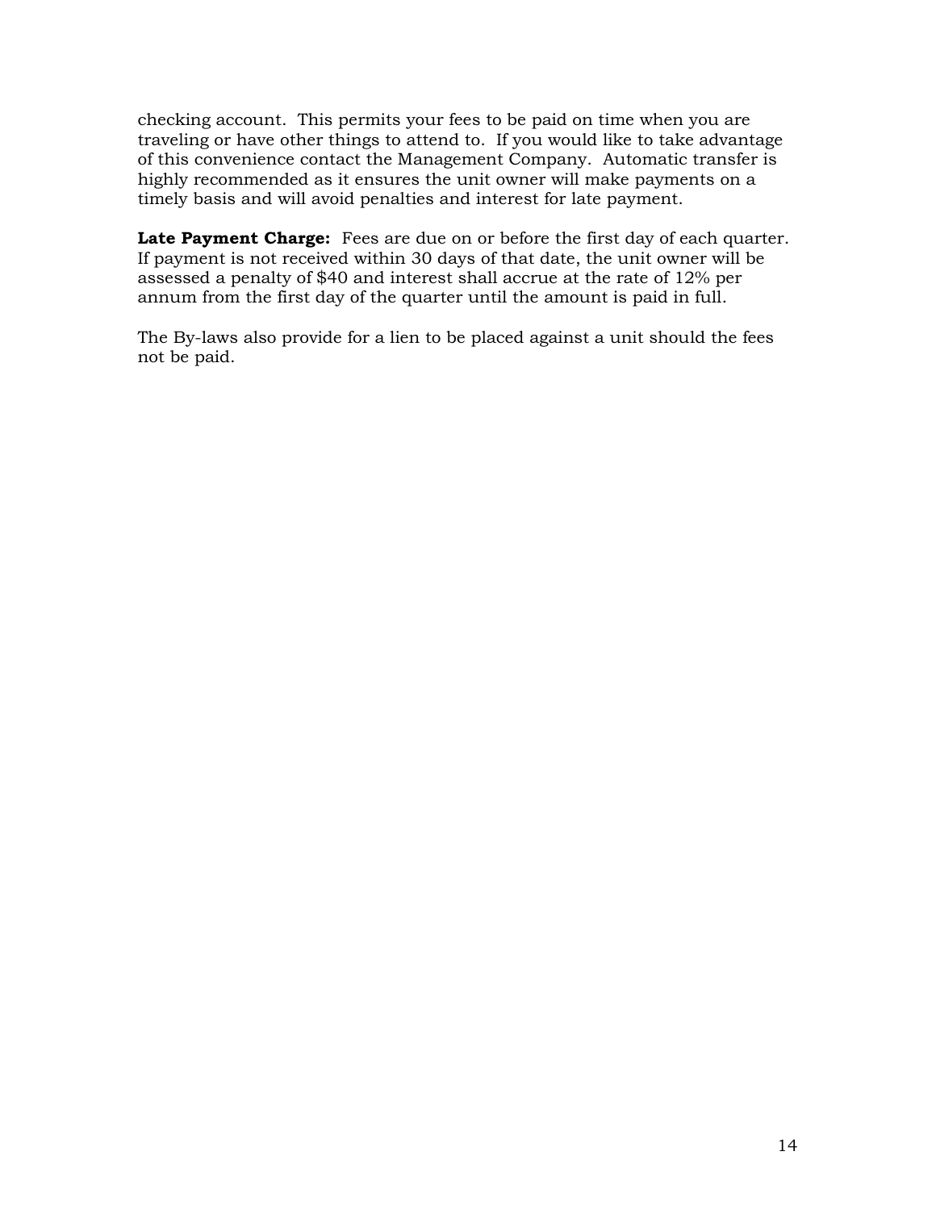checking account. This permits your fees to be paid on time when you are traveling or have other things to attend to. If you would like to take advantage of this convenience contact the Management Company. Automatic transfer is highly recommended as it ensures the unit owner will make payments on a timely basis and will avoid penalties and interest for late payment.

**Late Payment Charge:** Fees are due on or before the first day of each quarter. If payment is not received within 30 days of that date, the unit owner will be assessed a penalty of $40 and interest shall accrue at the rate of 12% per annum from the first day of the quarter until the amount is paid in full.

The By-laws also provide for a lien to be placed against a unit should the fees not be paid.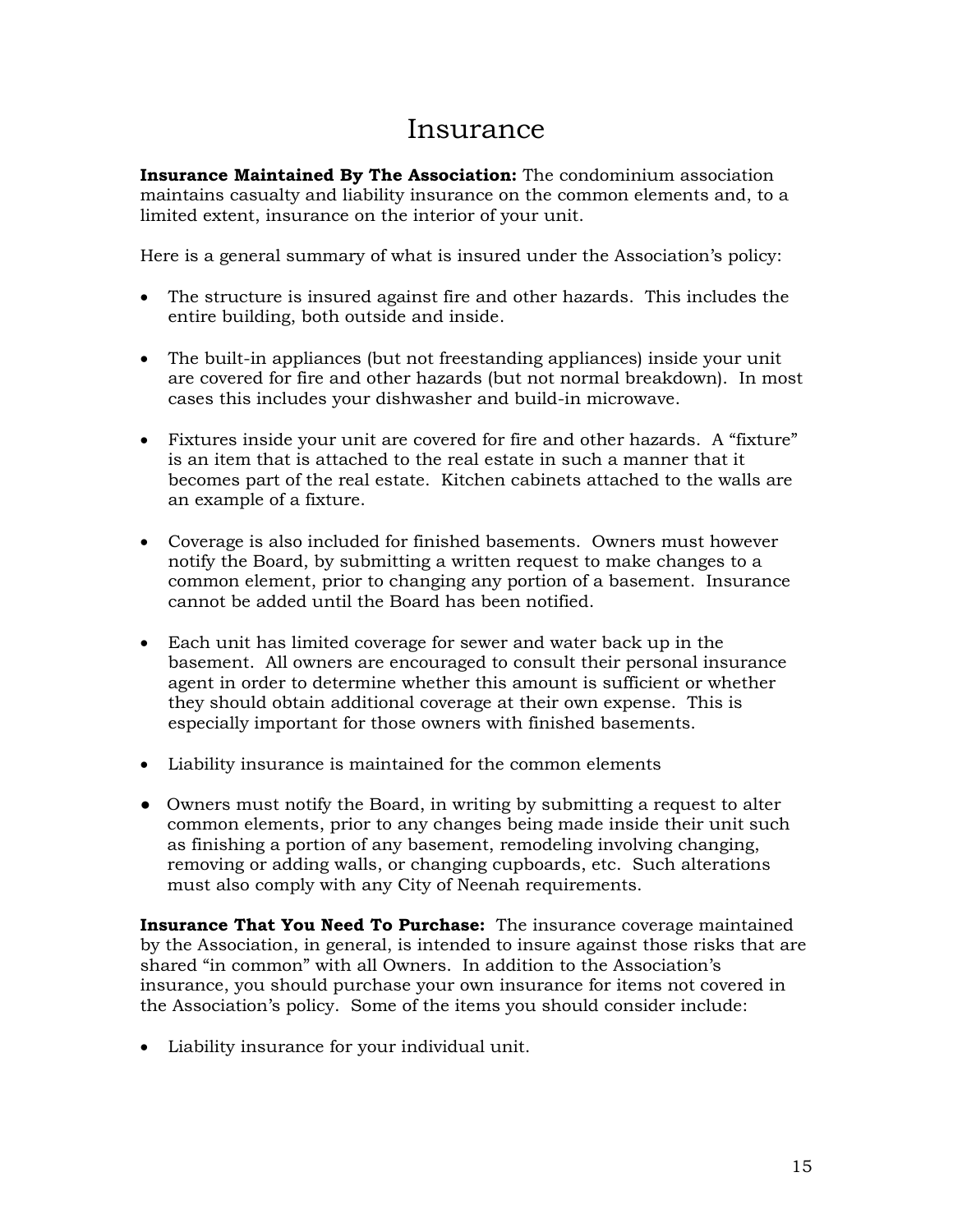# Insurance

**Insurance Maintained By The Association:** The condominium association maintains casualty and liability insurance on the common elements and, to a limited extent, insurance on the interior of your unit.

Here is a general summary of what is insured under the Association's policy:

- The structure is insured against fire and other hazards. This includes the entire building, both outside and inside.
- The built-in appliances (but not freestanding appliances) inside your unit are covered for fire and other hazards (but not normal breakdown). In most cases this includes your dishwasher and build-in microwave.
- Fixtures inside your unit are covered for fire and other hazards. A "fixture" is an item that is attached to the real estate in such a manner that it becomes part of the real estate. Kitchen cabinets attached to the walls are an example of a fixture.
- Coverage is also included for finished basements. Owners must however notify the Board, by submitting a written request to make changes to a common element, prior to changing any portion of a basement. Insurance cannot be added until the Board has been notified.
- Each unit has limited coverage for sewer and water back up in the basement. All owners are encouraged to consult their personal insurance agent in order to determine whether this amount is sufficient or whether they should obtain additional coverage at their own expense. This is especially important for those owners with finished basements.
- Liability insurance is maintained for the common elements
- Owners must notify the Board, in writing by submitting a request to alter common elements, prior to any changes being made inside their unit such as finishing a portion of any basement, remodeling involving changing, removing or adding walls, or changing cupboards, etc. Such alterations must also comply with any City of Neenah requirements.

**Insurance That You Need To Purchase:** The insurance coverage maintained by the Association, in general, is intended to insure against those risks that are shared "in common" with all Owners. In addition to the Association's insurance, you should purchase your own insurance for items not covered in the Association's policy. Some of the items you should consider include:

- Liability insurance for your individual unit.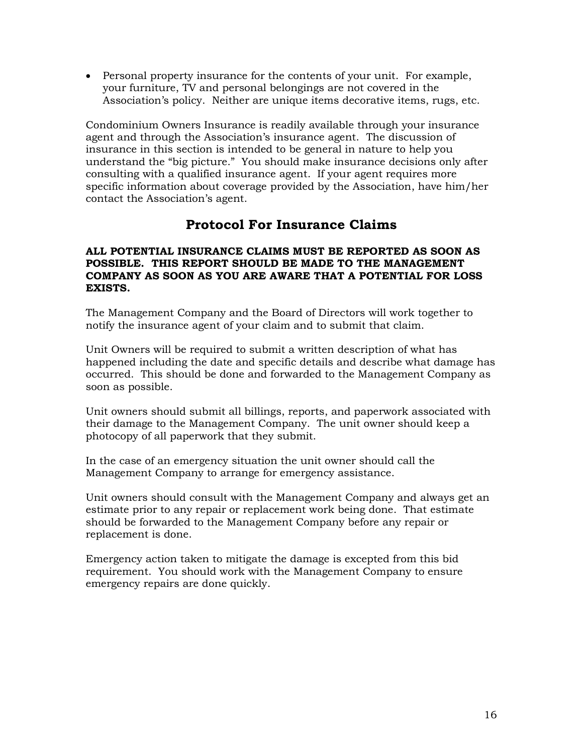- Personal property insurance for the contents of your unit. For example, your furniture, TV and personal belongings are not covered in the Association's policy. Neither are unique items decorative items, rugs, etc.

Condominium Owners Insurance is readily available through your insurance agent and through the Association's insurance agent. The discussion of insurance in this section is intended to be general in nature to help you understand the "big picture." You should make insurance decisions only after consulting with a qualified insurance agent. If your agent requires more specific information about coverage provided by the Association, have him/her contact the Association's agent.

## Protocol For Insurance Claims

**ALL POTENTIAL INSURANCE CLAIMS MUST BE REPORTED AS SOON AS POSSIBLE. THIS REPORT SHOULD BE MADE TO THE MANAGEMENT COMPANY AS SOON AS YOU ARE AWARE THAT A POTENTIAL FOR LOSS EXISTS.**

The Management Company and the Board of Directors will work together to notify the insurance agent of your claim and to submit that claim.

Unit Owners will be required to submit a written description of what has happened including the date and specific details and describe what damage has occurred. This should be done and forwarded to the Management Company as soon as possible.

Unit owners should submit all billings, reports, and paperwork associated with their damage to the Management Company. The unit owner should keep a photocopy of all paperwork that they submit.

In the case of an emergency situation the unit owner should call the Management Company to arrange for emergency assistance.

Unit owners should consult with the Management Company and always get an estimate prior to any repair or replacement work being done. That estimate should be forwarded to the Management Company before any repair or replacement is done.

Emergency action taken to mitigate the damage is excepted from this bid requirement. You should work with the Management Company to ensure emergency repairs are done quickly.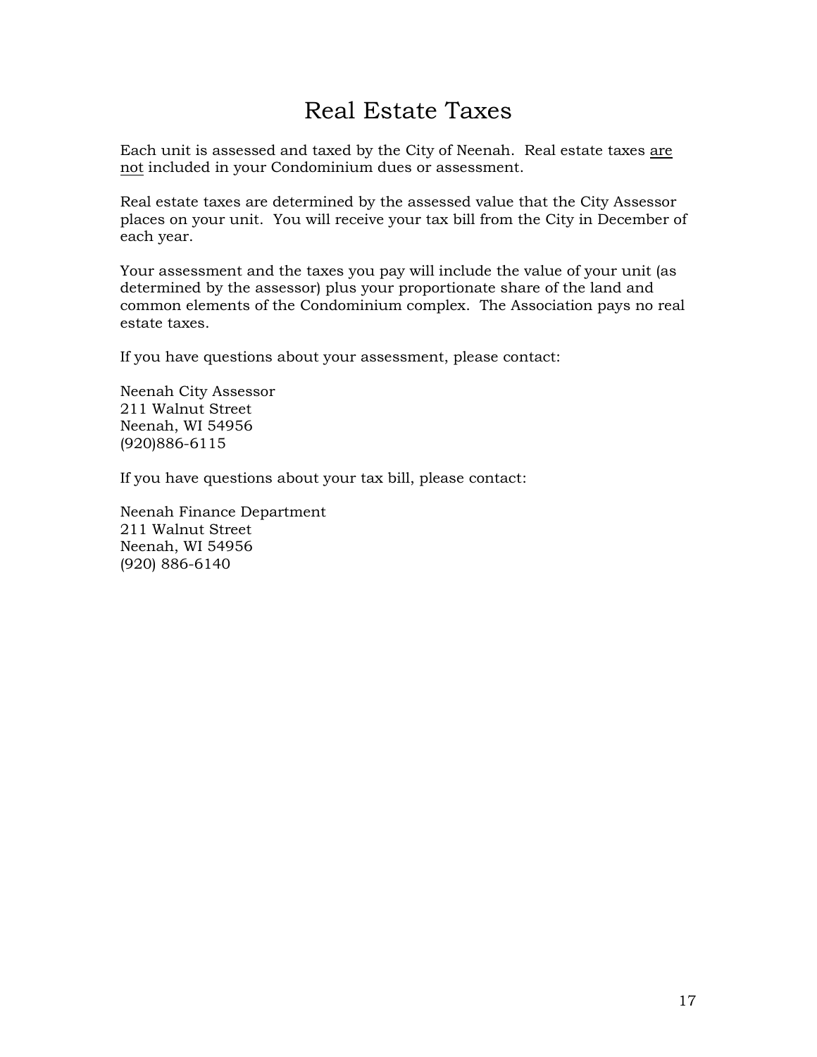# Real Estate Taxes

Each unit is assessed and taxed by the City of Neenah. Real estate taxes <u>are not</u> included in your Condominium dues or assessment.

Real estate taxes are determined by the assessed value that the City Assessor places on your unit. You will receive your tax bill from the City in December of each year.

Your assessment and the taxes you pay will include the value of your unit (as determined by the assessor) plus your proportionate share of the land and common elements of the Condominium complex. The Association pays no real estate taxes.

If you have questions about your assessment, please contact:

Neenah City Assessor
211 Walnut Street
Neenah, WI 54956
(920)886-6115

If you have questions about your tax bill, please contact:

Neenah Finance Department
211 Walnut Street
Neenah, WI 54956
(920) 886-6140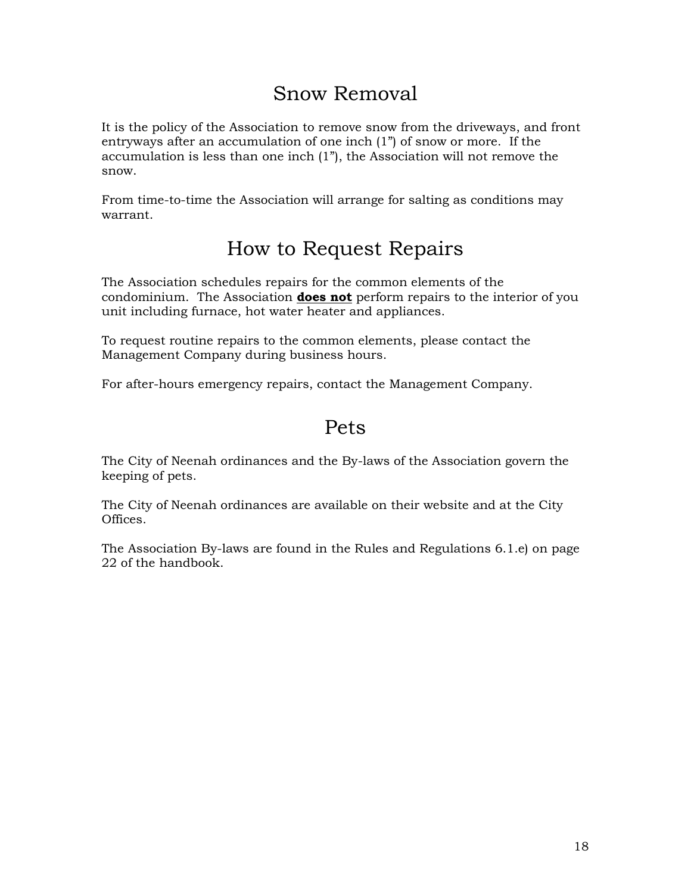# Snow Removal

It is the policy of the Association to remove snow from the driveways, and front entryways after an accumulation of one inch (1") of snow or more. If the accumulation is less than one inch (1"), the Association will not remove the snow.

From time-to-time the Association will arrange for salting as conditions may warrant.

# How to Request Repairs

The Association schedules repairs for the common elements of the condominium. The Association **<u>does not</u>** perform repairs to the interior of you unit including furnace, hot water heater and appliances.

To request routine repairs to the common elements, please contact the Management Company during business hours.

For after-hours emergency repairs, contact the Management Company.

# Pets

The City of Neenah ordinances and the By-laws of the Association govern the keeping of pets.

The City of Neenah ordinances are available on their website and at the City Offices.

The Association By-laws are found in the Rules and Regulations 6.1.e) on page 22 of the handbook.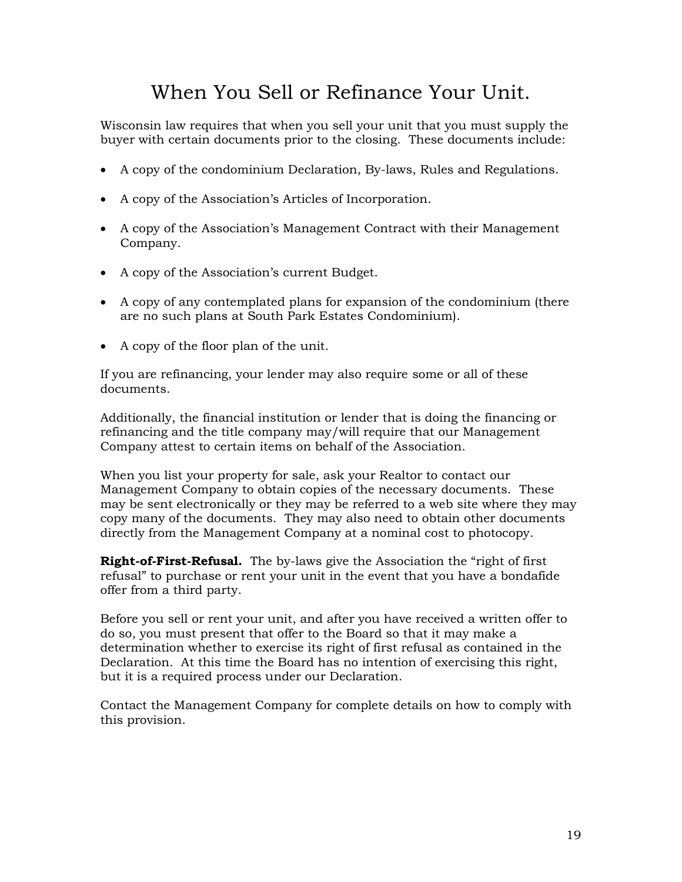# When You Sell or Refinance Your Unit.

Wisconsin law requires that when you sell your unit that you must supply the buyer with certain documents prior to the closing. These documents include:

- A copy of the condominium Declaration, By-laws, Rules and Regulations.
- A copy of the Association's Articles of Incorporation.
- A copy of the Association's Management Contract with their Management Company.
- A copy of the Association's current Budget.
- A copy of any contemplated plans for expansion of the condominium (there are no such plans at South Park Estates Condominium).
- A copy of the floor plan of the unit.

If you are refinancing, your lender may also require some or all of these documents.

Additionally, the financial institution or lender that is doing the financing or refinancing and the title company may/will require that our Management Company attest to certain items on behalf of the Association.

When you list your property for sale, ask your Realtor to contact our Management Company to obtain copies of the necessary documents. These may be sent electronically or they may be referred to a web site where they may copy many of the documents. They may also need to obtain other documents directly from the Management Company at a nominal cost to photocopy.

**Right-of-First-Refusal.** The by-laws give the Association the "right of first refusal" to purchase or rent your unit in the event that you have a bondafide offer from a third party.

Before you sell or rent your unit, and after you have received a written offer to do so, you must present that offer to the Board so that it may make a determination whether to exercise its right of first refusal as contained in the Declaration. At this time the Board has no intention of exercising this right, but it is a required process under our Declaration.

Contact the Management Company for complete details on how to comply with this provision.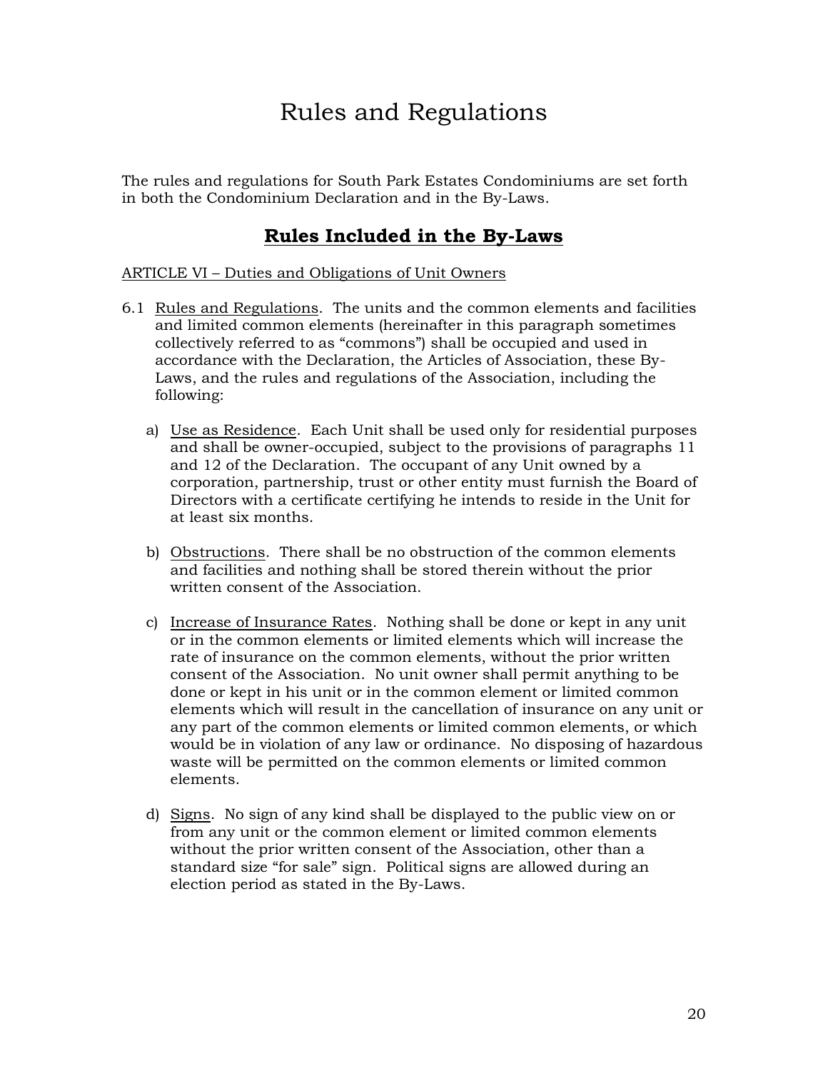# Rules and Regulations

The rules and regulations for South Park Estates Condominiums are set forth in both the Condominium Declaration and in the By-Laws.

## Rules Included in the By-Laws

ARTICLE VI – Duties and Obligations of Unit Owners

6.1 Rules and Regulations. The units and the common elements and facilities and limited common elements (hereinafter in this paragraph sometimes collectively referred to as "commons") shall be occupied and used in accordance with the Declaration, the Articles of Association, these By-Laws, and the rules and regulations of the Association, including the following:

a) Use as Residence. Each Unit shall be used only for residential purposes and shall be owner-occupied, subject to the provisions of paragraphs 11 and 12 of the Declaration. The occupant of any Unit owned by a corporation, partnership, trust or other entity must furnish the Board of Directors with a certificate certifying he intends to reside in the Unit for at least six months.

b) Obstructions. There shall be no obstruction of the common elements and facilities and nothing shall be stored therein without the prior written consent of the Association.

c) Increase of Insurance Rates. Nothing shall be done or kept in any unit or in the common elements or limited elements which will increase the rate of insurance on the common elements, without the prior written consent of the Association. No unit owner shall permit anything to be done or kept in his unit or in the common element or limited common elements which will result in the cancellation of insurance on any unit or any part of the common elements or limited common elements, or which would be in violation of any law or ordinance. No disposing of hazardous waste will be permitted on the common elements or limited common elements.

d) Signs. No sign of any kind shall be displayed to the public view on or from any unit or the common element or limited common elements without the prior written consent of the Association, other than a standard size "for sale" sign. Political signs are allowed during an election period as stated in the By-Laws.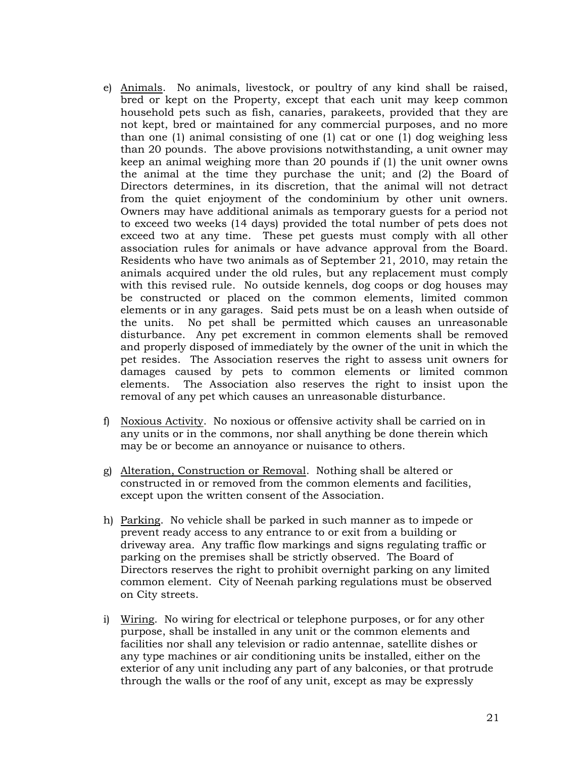e) Animals. No animals, livestock, or poultry of any kind shall be raised, bred or kept on the Property, except that each unit may keep common household pets such as fish, canaries, parakeets, provided that they are not kept, bred or maintained for any commercial purposes, and no more than one (1) animal consisting of one (1) cat or one (1) dog weighing less than 20 pounds. The above provisions notwithstanding, a unit owner may keep an animal weighing more than 20 pounds if (1) the unit owner owns the animal at the time they purchase the unit; and (2) the Board of Directors determines, in its discretion, that the animal will not detract from the quiet enjoyment of the condominium by other unit owners. Owners may have additional animals as temporary guests for a period not to exceed two weeks (14 days) provided the total number of pets does not exceed two at any time. These pet guests must comply with all other association rules for animals or have advance approval from the Board. Residents who have two animals as of September 21, 2010, may retain the animals acquired under the old rules, but any replacement must comply with this revised rule. No outside kennels, dog coops or dog houses may be constructed or placed on the common elements, limited common elements or in any garages. Said pets must be on a leash when outside of the units. No pet shall be permitted which causes an unreasonable disturbance. Any pet excrement in common elements shall be removed and properly disposed of immediately by the owner of the unit in which the pet resides. The Association reserves the right to assess unit owners for damages caused by pets to common elements or limited common elements. The Association also reserves the right to insist upon the removal of any pet which causes an unreasonable disturbance.

f) Noxious Activity. No noxious or offensive activity shall be carried on in any units or in the commons, nor shall anything be done therein which may be or become an annoyance or nuisance to others.

g) Alteration, Construction or Removal. Nothing shall be altered or constructed in or removed from the common elements and facilities, except upon the written consent of the Association.

h) Parking. No vehicle shall be parked in such manner as to impede or prevent ready access to any entrance to or exit from a building or driveway area. Any traffic flow markings and signs regulating traffic or parking on the premises shall be strictly observed. The Board of Directors reserves the right to prohibit overnight parking on any limited common element. City of Neenah parking regulations must be observed on City streets.

i) Wiring. No wiring for electrical or telephone purposes, or for any other purpose, shall be installed in any unit or the common elements and facilities nor shall any television or radio antennae, satellite dishes or any type machines or air conditioning units be installed, either on the exterior of any unit including any part of any balconies, or that protrude through the walls or the roof of any unit, except as may be expressly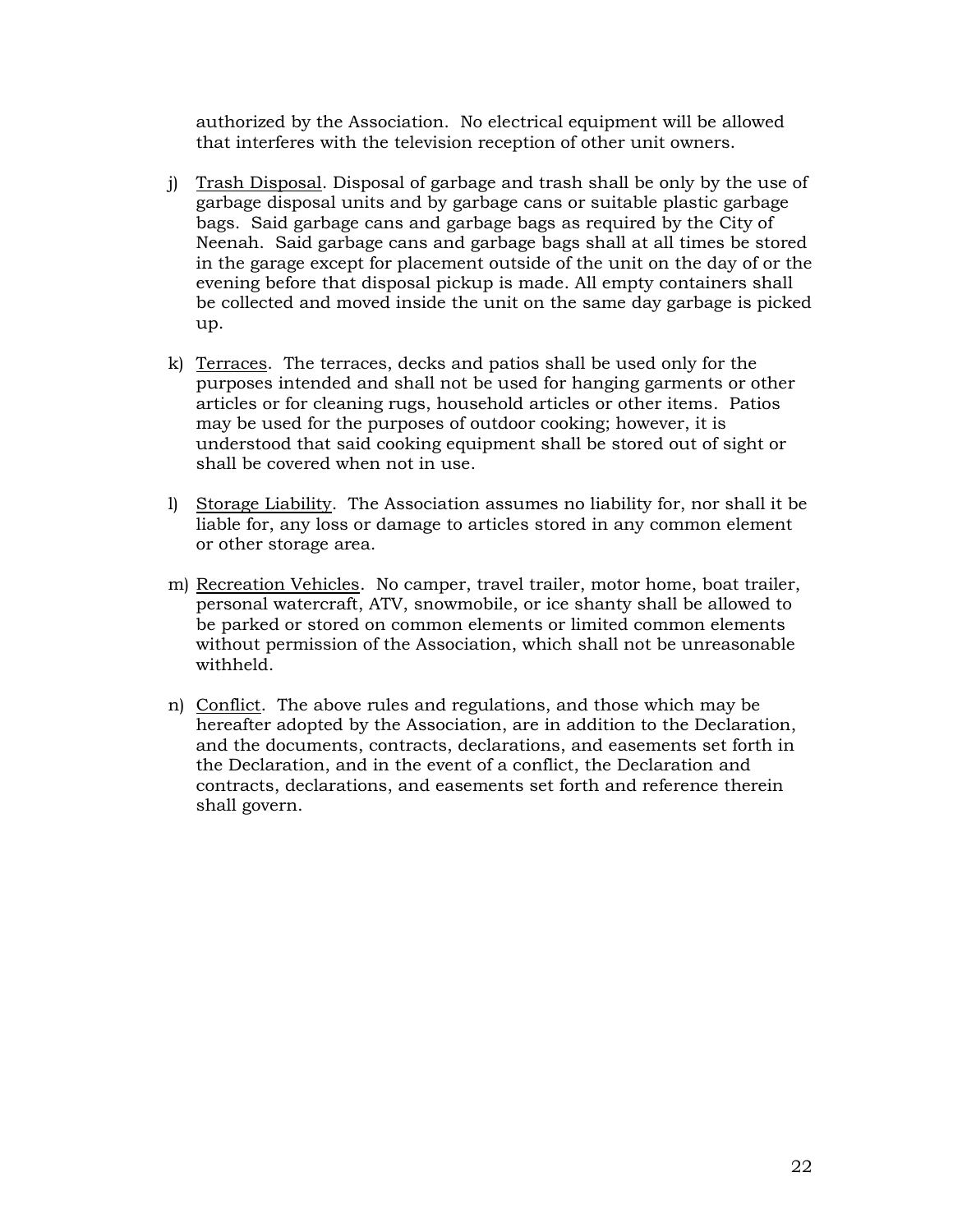authorized by the Association. No electrical equipment will be allowed that interferes with the television reception of other unit owners.

j) Trash Disposal. Disposal of garbage and trash shall be only by the use of garbage disposal units and by garbage cans or suitable plastic garbage bags. Said garbage cans and garbage bags as required by the City of Neenah. Said garbage cans and garbage bags shall at all times be stored in the garage except for placement outside of the unit on the day of or the evening before that disposal pickup is made. All empty containers shall be collected and moved inside the unit on the same day garbage is picked up.

k) Terraces. The terraces, decks and patios shall be used only for the purposes intended and shall not be used for hanging garments or other articles or for cleaning rugs, household articles or other items. Patios may be used for the purposes of outdoor cooking; however, it is understood that said cooking equipment shall be stored out of sight or shall be covered when not in use.

l) Storage Liability. The Association assumes no liability for, nor shall it be liable for, any loss or damage to articles stored in any common element or other storage area.

m) Recreation Vehicles. No camper, travel trailer, motor home, boat trailer, personal watercraft, ATV, snowmobile, or ice shanty shall be allowed to be parked or stored on common elements or limited common elements without permission of the Association, which shall not be unreasonable withheld.

n) Conflict. The above rules and regulations, and those which may be hereafter adopted by the Association, are in addition to the Declaration, and the documents, contracts, declarations, and easements set forth in the Declaration, and in the event of a conflict, the Declaration and contracts, declarations, and easements set forth and reference therein shall govern.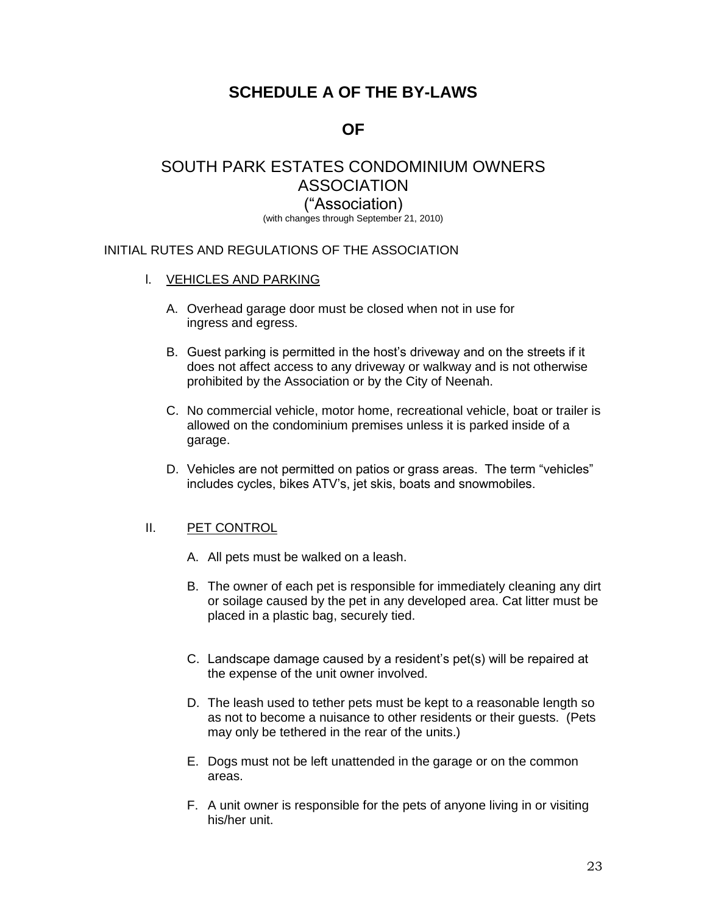# SCHEDULE A OF THE BY-LAWS

# OF

## SOUTH PARK ESTATES CONDOMINIUM OWNERS ASSOCIATION

## (“Association)

(with changes through September 21, 2010)

INITIAL RUTES AND REGULATIONS OF THE ASSOCIATION

### I. VEHICLES AND PARKING

A. Overhead garage door must be closed when not in use for ingress and egress.

B. Guest parking is permitted in the host’s driveway and on the streets if it does not affect access to any driveway or walkway and is not otherwise prohibited by the Association or by the City of Neenah.

C. No commercial vehicle, motor home, recreational vehicle, boat or trailer is allowed on the condominium premises unless it is parked inside of a garage.

D. Vehicles are not permitted on patios or grass areas. The term “vehicles” includes cycles, bikes ATV’s, jet skis, boats and snowmobiles.

### II. PET CONTROL

A. All pets must be walked on a leash.

B. The owner of each pet is responsible for immediately cleaning any dirt or soilage caused by the pet in any developed area. Cat litter must be placed in a plastic bag, securely tied.

C. Landscape damage caused by a resident’s pet(s) will be repaired at the expense of the unit owner involved.

D. The leash used to tether pets must be kept to a reasonable length so as not to become a nuisance to other residents or their guests. (Pets may only be tethered in the rear of the units.)

E. Dogs must not be left unattended in the garage or on the common areas.

F. A unit owner is responsible for the pets of anyone living in or visiting his/her unit.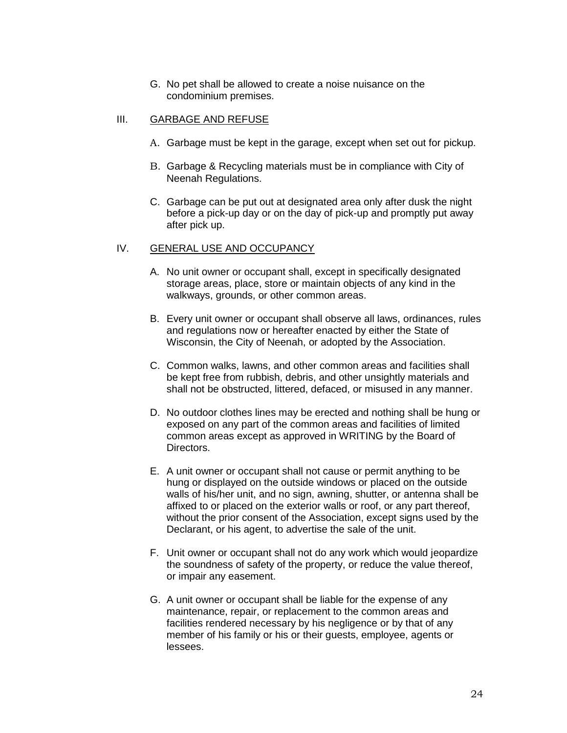G. No pet shall be allowed to create a noise nuisance on the condominium premises.

## III. GARBAGE AND REFUSE

A. Garbage must be kept in the garage, except when set out for pickup.

B. Garbage & Recycling materials must be in compliance with City of Neenah Regulations.

C. Garbage can be put out at designated area only after dusk the night before a pick-up day or on the day of pick-up and promptly put away after pick up.

## IV. GENERAL USE AND OCCUPANCY

A. No unit owner or occupant shall, except in specifically designated storage areas, place, store or maintain objects of any kind in the walkways, grounds, or other common areas.

B. Every unit owner or occupant shall observe all laws, ordinances, rules and regulations now or hereafter enacted by either the State of Wisconsin, the City of Neenah, or adopted by the Association.

C. Common walks, lawns, and other common areas and facilities shall be kept free from rubbish, debris, and other unsightly materials and shall not be obstructed, littered, defaced, or misused in any manner.

D. No outdoor clothes lines may be erected and nothing shall be hung or exposed on any part of the common areas and facilities of limited common areas except as approved in WRITING by the Board of Directors.

E. A unit owner or occupant shall not cause or permit anything to be hung or displayed on the outside windows or placed on the outside walls of his/her unit, and no sign, awning, shutter, or antenna shall be affixed to or placed on the exterior walls or roof, or any part thereof, without the prior consent of the Association, except signs used by the Declarant, or his agent, to advertise the sale of the unit.

F. Unit owner or occupant shall not do any work which would jeopardize the soundness of safety of the property, or reduce the value thereof, or impair any easement.

G. A unit owner or occupant shall be liable for the expense of any maintenance, repair, or replacement to the common areas and facilities rendered necessary by his negligence or by that of any member of his family or his or their guests, employee, agents or lessees.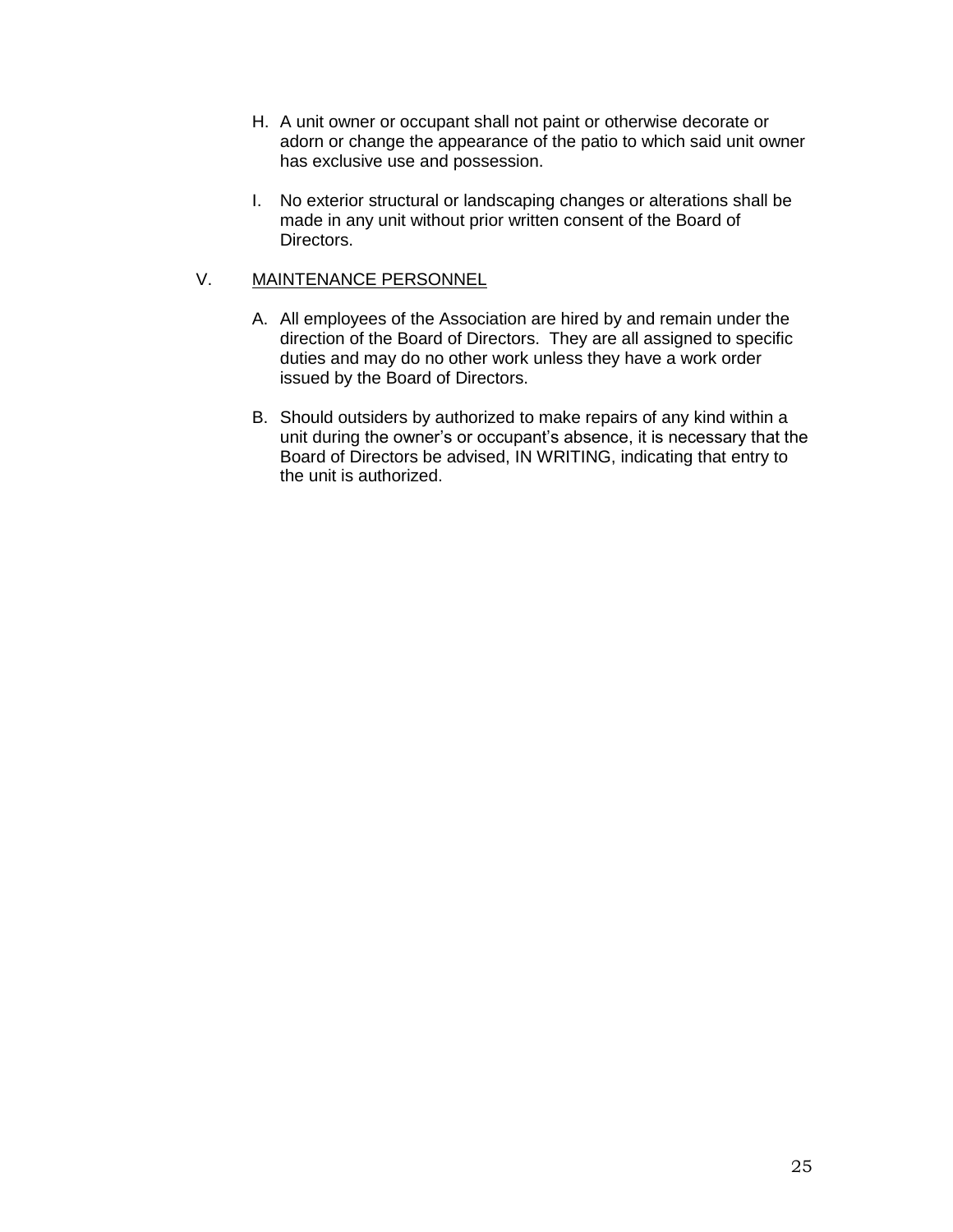H. A unit owner or occupant shall not paint or otherwise decorate or adorn or change the appearance of the patio to which said unit owner has exclusive use and possession.

I. No exterior structural or landscaping changes or alterations shall be made in any unit without prior written consent of the Board of Directors.

V. <u>MAINTENANCE PERSONNEL</u>

A. All employees of the Association are hired by and remain under the direction of the Board of Directors. They are all assigned to specific duties and may do no other work unless they have a work order issued by the Board of Directors.

B. Should outsiders by authorized to make repairs of any kind within a unit during the owner's or occupant's absence, it is necessary that the Board of Directors be advised, IN WRITING, indicating that entry to the unit is authorized.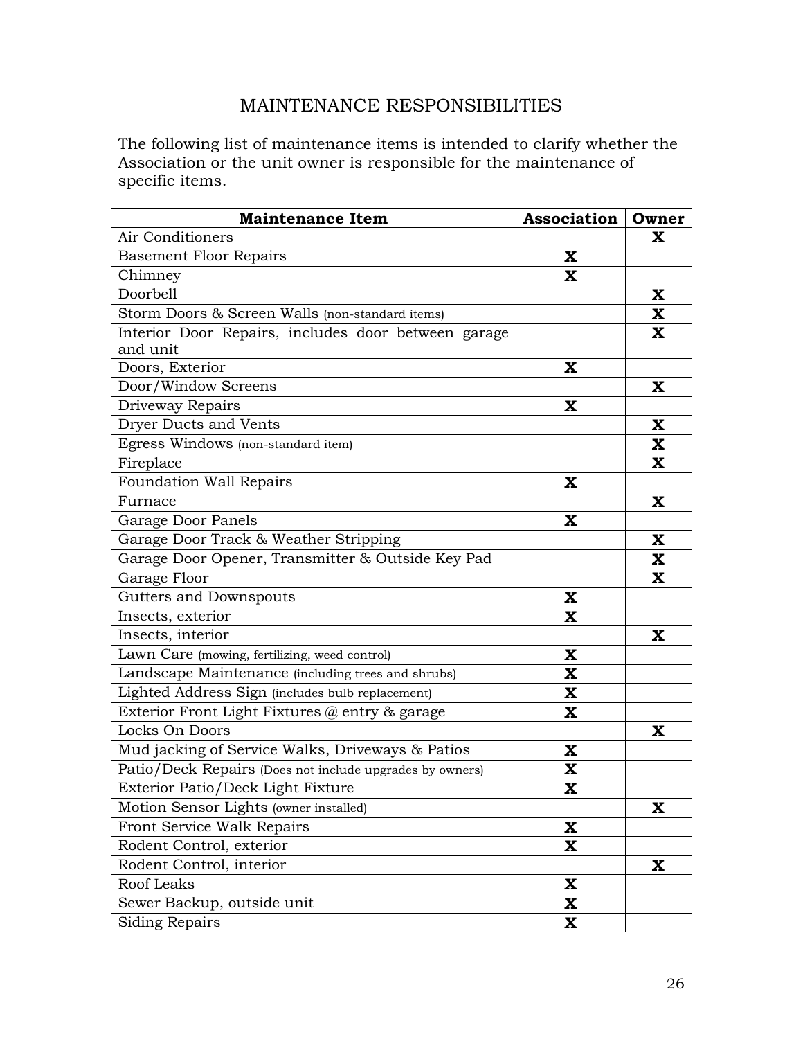# MAINTENANCE RESPONSIBILITIES

The following list of maintenance items is intended to clarify whether the Association or the unit owner is responsible for the maintenance of specific items.

| Maintenance Item | Association | Owner |
|---|---|---|
| Air Conditioners | | X |
| Basement Floor Repairs | X | |
| Chimney | X | |
| Doorbell | | X |
| Storm Doors & Screen Walls (non-standard items) | | X |
| Interior Door Repairs, includes door between garage and unit | | X |
| Doors, Exterior | X | |
| Door/Window Screens | | X |
| Driveway Repairs | X | |
| Dryer Ducts and Vents | | X |
| Egress Windows (non-standard item) | | X |
| Fireplace | | X |
| Foundation Wall Repairs | X | |
| Furnace | | X |
| Garage Door Panels | X | |
| Garage Door Track & Weather Stripping | | X |
| Garage Door Opener, Transmitter & Outside Key Pad | | X |
| Garage Floor | | X |
| Gutters and Downspouts | X | |
| Insects, exterior | X | |
| Insects, interior | | X |
| Lawn Care (mowing, fertilizing, weed control) | X | |
| Landscape Maintenance (including trees and shrubs) | X | |
| Lighted Address Sign (includes bulb replacement) | X | |
| Exterior Front Light Fixtures @ entry & garage | X | |
| Locks On Doors | | X |
| Mud jacking of Service Walks, Driveways & Patios | X | |
| Patio/Deck Repairs (Does not include upgrades by owners) | X | |
| Exterior Patio/Deck Light Fixture | X | |
| Motion Sensor Lights (owner installed) | | X |
| Front Service Walk Repairs | X | |
| Rodent Control, exterior | X | |
| Rodent Control, interior | | X |
| Roof Leaks | X | |
| Sewer Backup, outside unit | X | |
| Siding Repairs | X | |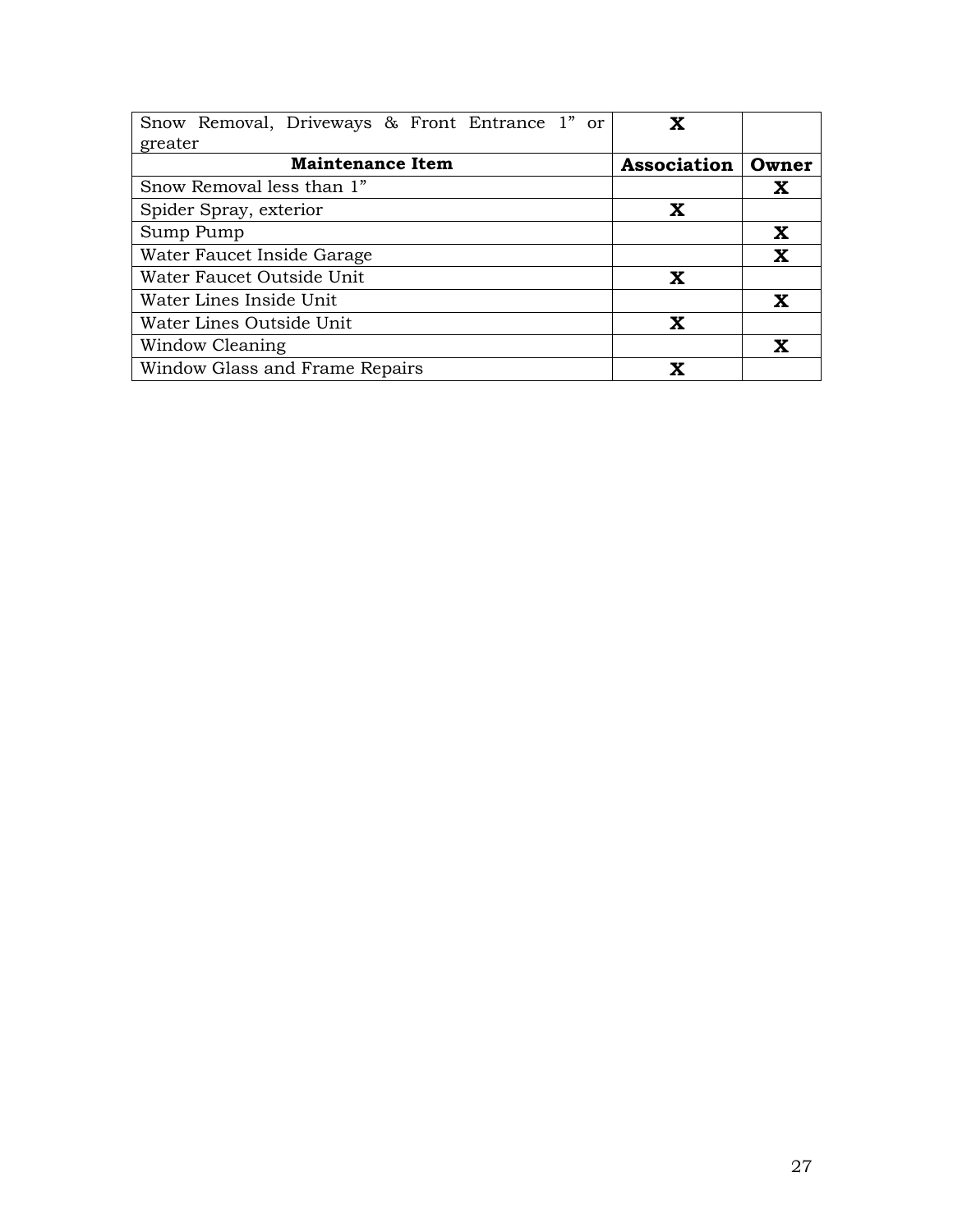| | | |
|---|---|---|
| Snow Removal, Driveways & Front Entrance 1” or greater | **X** | |
| **Maintenance Item** | **Association** | **Owner** |
| Snow Removal less than 1” | | **X** |
| Spider Spray, exterior | **X** | |
| Sump Pump | | **X** |
| Water Faucet Inside Garage | | **X** |
| Water Faucet Outside Unit | **X** | |
| Water Lines Inside Unit | | **X** |
| Water Lines Outside Unit | **X** | |
| Window Cleaning | | **X** |
| Window Glass and Frame Repairs | **X** | |